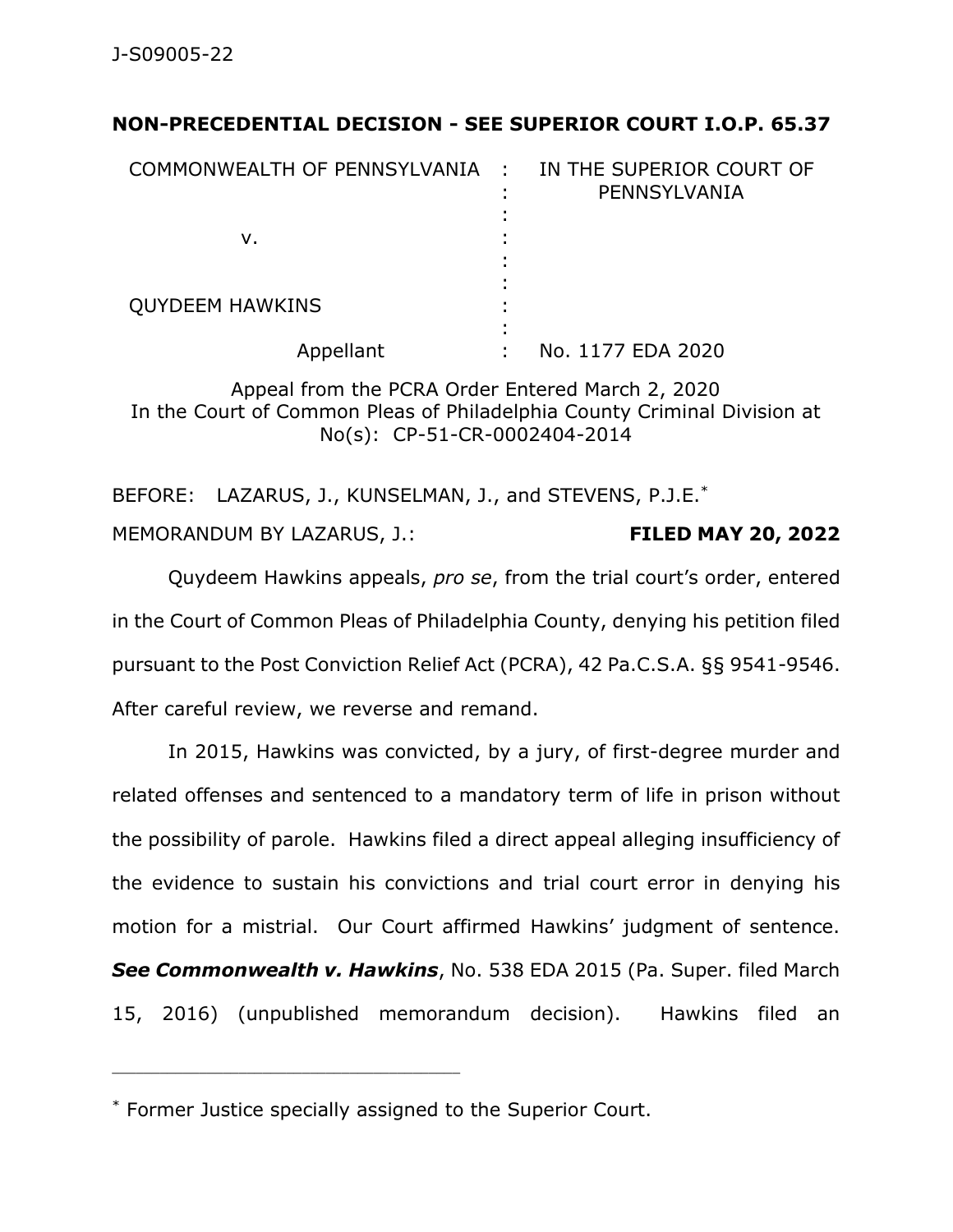J-S09005-22

**NON-PRECEDENTIAL DECISION - SEE SUPERIOR COURT I.O.P. 65.37**

| | | |
|---|---|---|
| COMMONWEALTH OF PENNSYLVANIA | : | IN THE SUPERIOR COURT OF PENNSYLVANIA |
| | : | |
| v. | : | |
| | : | |
| QUYDEEM HAWKINS | : | |
| | : | |
| Appellant | : | No. 1177 EDA 2020 |

Appeal from the PCRA Order Entered March 2, 2020
In the Court of Common Pleas of Philadelphia County Criminal Division at No(s): CP-51-CR-0002404-2014

BEFORE: LAZARUS, J., KUNSELMAN, J., and STEVENS, P.J.E.*

MEMORANDUM BY LAZARUS, J.: **FILED MAY 20, 2022**

Quydeem Hawkins appeals, *pro se*, from the trial court's order, entered in the Court of Common Pleas of Philadelphia County, denying his petition filed pursuant to the Post Conviction Relief Act (PCRA), 42 Pa.C.S.A. §§ 9541-9546. After careful review, we reverse and remand.

In 2015, Hawkins was convicted, by a jury, of first-degree murder and related offenses and sentenced to a mandatory term of life in prison without the possibility of parole. Hawkins filed a direct appeal alleging insufficiency of the evidence to sustain his convictions and trial court error in denying his motion for a mistrial. Our Court affirmed Hawkins' judgment of sentence. ***See Commonwealth v. Hawkins***, No. 538 EDA 2015 (Pa. Super. filed March 15, 2016) (unpublished memorandum decision). Hawkins filed an

---

\* Former Justice specially assigned to the Superior Court.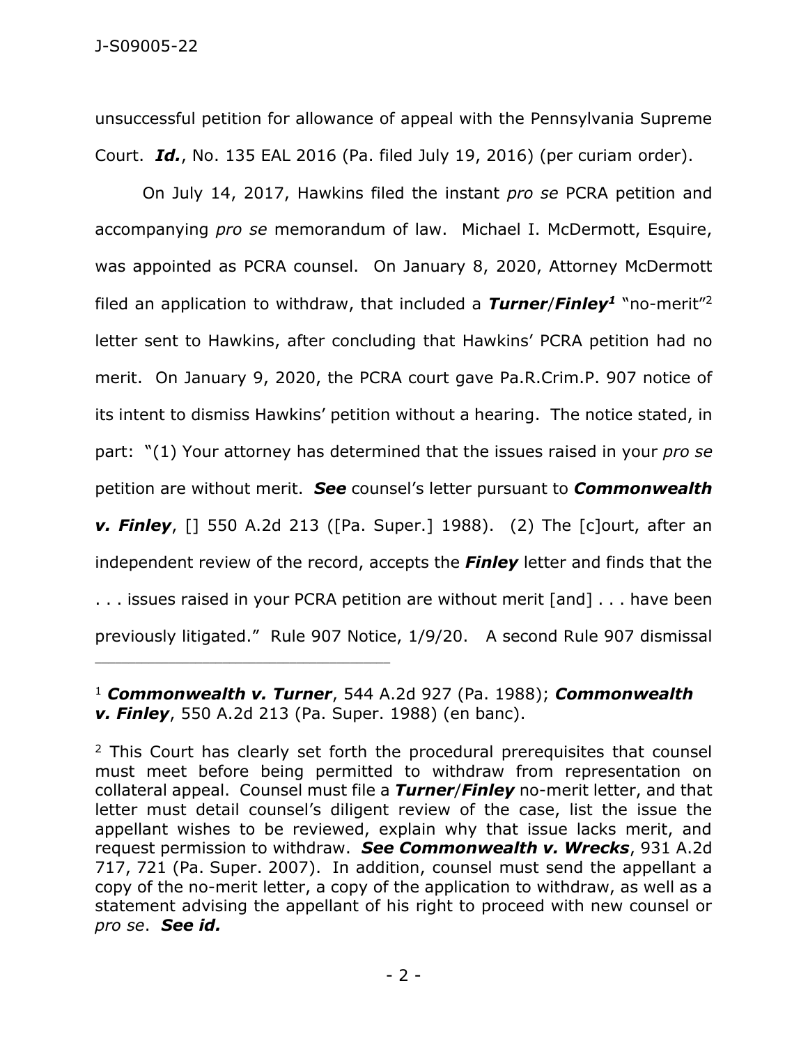unsuccessful petition for allowance of appeal with the Pennsylvania Supreme Court. ***Id.***, No. 135 EAL 2016 (Pa. filed July 19, 2016) (per curiam order).

On July 14, 2017, Hawkins filed the instant *pro se* PCRA petition and accompanying *pro se* memorandum of law. Michael I. McDermott, Esquire, was appointed as PCRA counsel. On January 8, 2020, Attorney McDermott filed an application to withdraw, that included a ***Turner***/***Finley***[1] "no-merit"[2] letter sent to Hawkins, after concluding that Hawkins' PCRA petition had no merit. On January 9, 2020, the PCRA court gave Pa.R.Crim.P. 907 notice of its intent to dismiss Hawkins' petition without a hearing. The notice stated, in part: "(1) Your attorney has determined that the issues raised in your *pro se* petition are without merit. ***See*** counsel's letter pursuant to ***Commonwealth v. Finley***, [] 550 A.2d 213 ([Pa. Super.] 1988). (2) The [c]ourt, after an independent review of the record, accepts the ***Finley*** letter and finds that the . . . issues raised in your PCRA petition are without merit [and] . . . have been previously litigated." Rule 907 Notice, 1/9/20. A second Rule 907 dismissal

---

[1] ***Commonwealth v. Turner***, 544 A.2d 927 (Pa. 1988); ***Commonwealth v. Finley***, 550 A.2d 213 (Pa. Super. 1988) (en banc).

[2] This Court has clearly set forth the procedural prerequisites that counsel must meet before being permitted to withdraw from representation on collateral appeal. Counsel must file a ***Turner***/***Finley*** no-merit letter, and that letter must detail counsel's diligent review of the case, list the issue the appellant wishes to be reviewed, explain why that issue lacks merit, and request permission to withdraw. ***See Commonwealth v. Wrecks***, 931 A.2d 717, 721 (Pa. Super. 2007). In addition, counsel must send the appellant a copy of the no-merit letter, a copy of the application to withdraw, as well as a statement advising the appellant of his right to proceed with new counsel or *pro se*. ***See id.***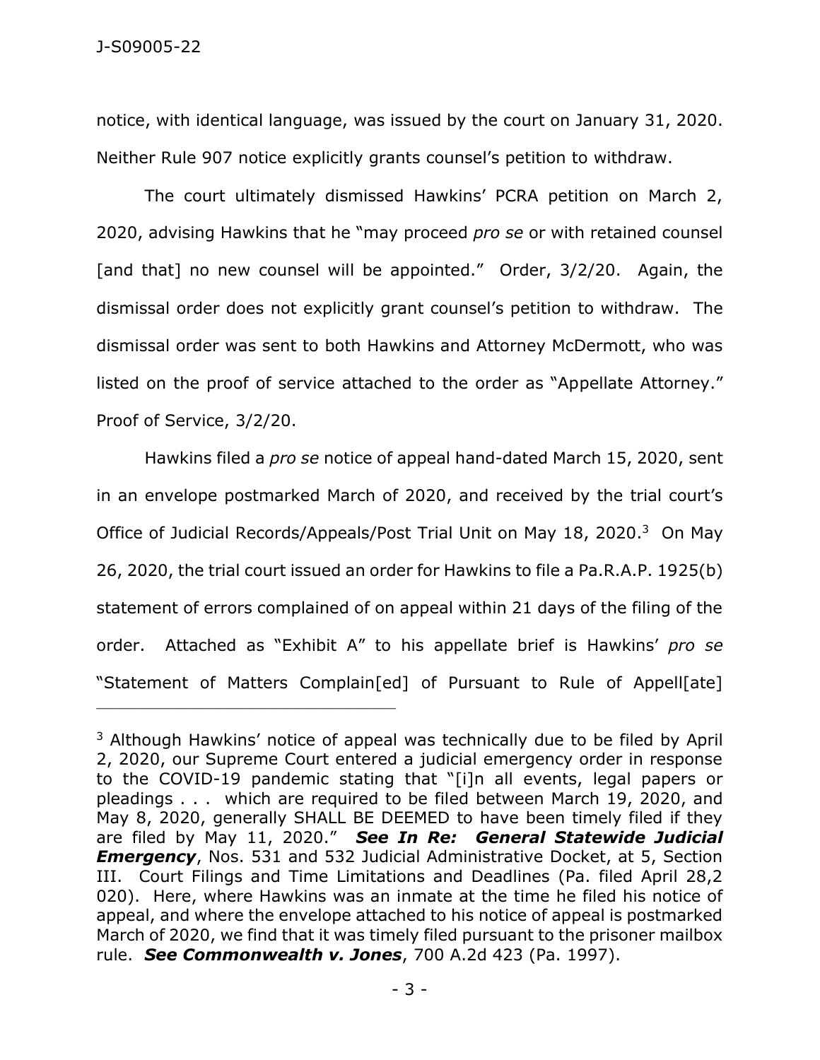notice, with identical language, was issued by the court on January 31, 2020. Neither Rule 907 notice explicitly grants counsel's petition to withdraw.

The court ultimately dismissed Hawkins' PCRA petition on March 2, 2020, advising Hawkins that he "may proceed *pro se* or with retained counsel [and that] no new counsel will be appointed." Order, 3/2/20. Again, the dismissal order does not explicitly grant counsel's petition to withdraw. The dismissal order was sent to both Hawkins and Attorney McDermott, who was listed on the proof of service attached to the order as "Appellate Attorney." Proof of Service, 3/2/20.

Hawkins filed a *pro se* notice of appeal hand-dated March 15, 2020, sent in an envelope postmarked March of 2020, and received by the trial court's Office of Judicial Records/Appeals/Post Trial Unit on May 18, 2020.[3] On May 26, 2020, the trial court issued an order for Hawkins to file a Pa.R.A.P. 1925(b) statement of errors complained of on appeal within 21 days of the filing of the order. Attached as "Exhibit A" to his appellate brief is Hawkins' *pro se* "Statement of Matters Complain[ed] of Pursuant to Rule of Appell[ate]

---

[3] Although Hawkins' notice of appeal was technically due to be filed by April 2, 2020, our Supreme Court entered a judicial emergency order in response to the COVID-19 pandemic stating that "[i]n all events, legal papers or pleadings . . . which are required to be filed between March 19, 2020, and May 8, 2020, generally SHALL BE DEEMED to have been timely filed if they are filed by May 11, 2020." ***See In Re: General Statewide Judicial Emergency***, Nos. 531 and 532 Judicial Administrative Docket, at 5, Section III. Court Filings and Time Limitations and Deadlines (Pa. filed April 28,2 020). Here, where Hawkins was an inmate at the time he filed his notice of appeal, and where the envelope attached to his notice of appeal is postmarked March of 2020, we find that it was timely filed pursuant to the prisoner mailbox rule. ***See Commonwealth v. Jones***, 700 A.2d 423 (Pa. 1997).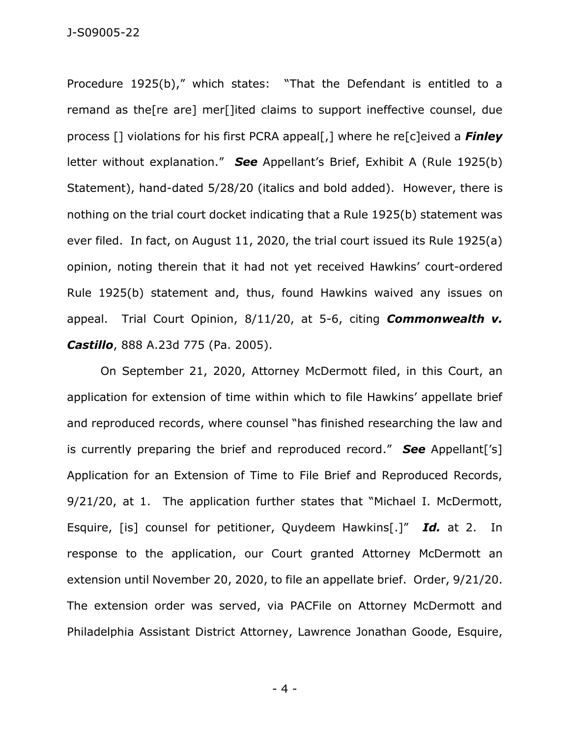Procedure 1925(b)," which states: "That the Defendant is entitled to a remand as the[re are] mer[]ited claims to support ineffective counsel, due process [] violations for his first PCRA appeal[,] where he re[c]eived a ***Finley*** letter without explanation." ***See*** Appellant's Brief, Exhibit A (Rule 1925(b) Statement), hand-dated 5/28/20 (italics and bold added). However, there is nothing on the trial court docket indicating that a Rule 1925(b) statement was ever filed. In fact, on August 11, 2020, the trial court issued its Rule 1925(a) opinion, noting therein that it had not yet received Hawkins' court-ordered Rule 1925(b) statement and, thus, found Hawkins waived any issues on appeal. Trial Court Opinion, 8/11/20, at 5-6, citing ***Commonwealth v. Castillo***, 888 A.23d 775 (Pa. 2005).

On September 21, 2020, Attorney McDermott filed, in this Court, an application for extension of time within which to file Hawkins' appellate brief and reproduced records, where counsel "has finished researching the law and is currently preparing the brief and reproduced record." ***See*** Appellant['s] Application for an Extension of Time to File Brief and Reproduced Records, 9/21/20, at 1. The application further states that "Michael I. McDermott, Esquire, [is] counsel for petitioner, Quydeem Hawkins[.]" ***Id.*** at 2. In response to the application, our Court granted Attorney McDermott an extension until November 20, 2020, to file an appellate brief. Order, 9/21/20. The extension order was served, via PACFile on Attorney McDermott and Philadelphia Assistant District Attorney, Lawrence Jonathan Goode, Esquire,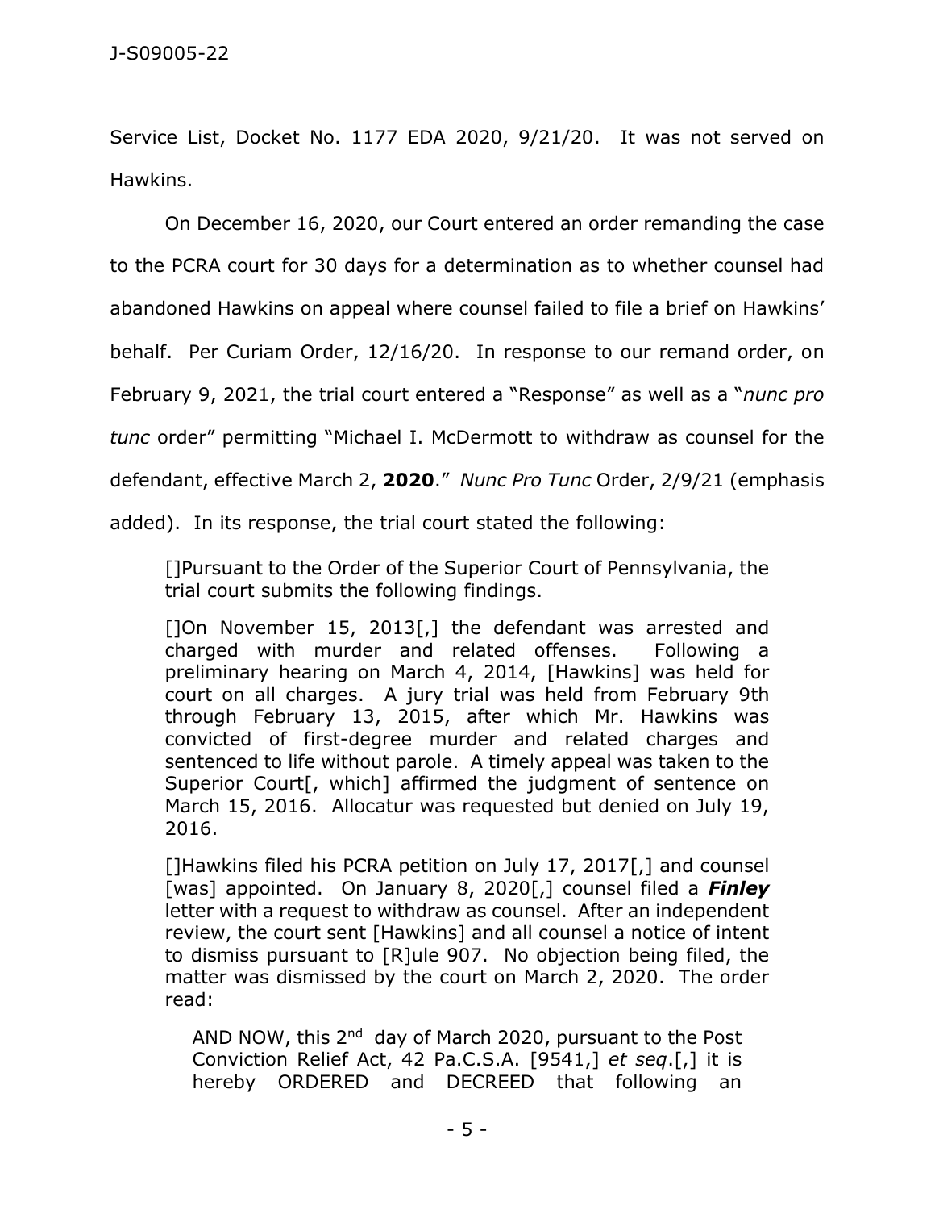Service List, Docket No. 1177 EDA 2020, 9/21/20. It was not served on Hawkins.

On December 16, 2020, our Court entered an order remanding the case to the PCRA court for 30 days for a determination as to whether counsel had abandoned Hawkins on appeal where counsel failed to file a brief on Hawkins' behalf. Per Curiam Order, 12/16/20. In response to our remand order, on February 9, 2021, the trial court entered a "Response" as well as a "*nunc pro tunc* order" permitting "Michael I. McDermott to withdraw as counsel for the defendant, effective March 2, **2020**." *Nunc Pro Tunc* Order, 2/9/21 (emphasis added). In its response, the trial court stated the following:

> []Pursuant to the Order of the Superior Court of Pennsylvania, the trial court submits the following findings.
>
> []On November 15, 2013[,] the defendant was arrested and charged with murder and related offenses. Following a preliminary hearing on March 4, 2014, [Hawkins] was held for court on all charges. A jury trial was held from February 9th through February 13, 2015, after which Mr. Hawkins was convicted of first-degree murder and related charges and sentenced to life without parole. A timely appeal was taken to the Superior Court[, which] affirmed the judgment of sentence on March 15, 2016. Allocatur was requested but denied on July 19, 2016.
>
> []Hawkins filed his PCRA petition on July 17, 2017[,] and counsel [was] appointed. On January 8, 2020[,] counsel filed a ***Finley*** letter with a request to withdraw as counsel. After an independent review, the court sent [Hawkins] and all counsel a notice of intent to dismiss pursuant to [R]ule 907. No objection being filed, the matter was dismissed by the court on March 2, 2020. The order read:
>
>> AND NOW, this 2nd day of March 2020, pursuant to the Post Conviction Relief Act, 42 Pa.C.S.A. [9541,] *et seq*.[,] it is hereby ORDERED and DECREED that following an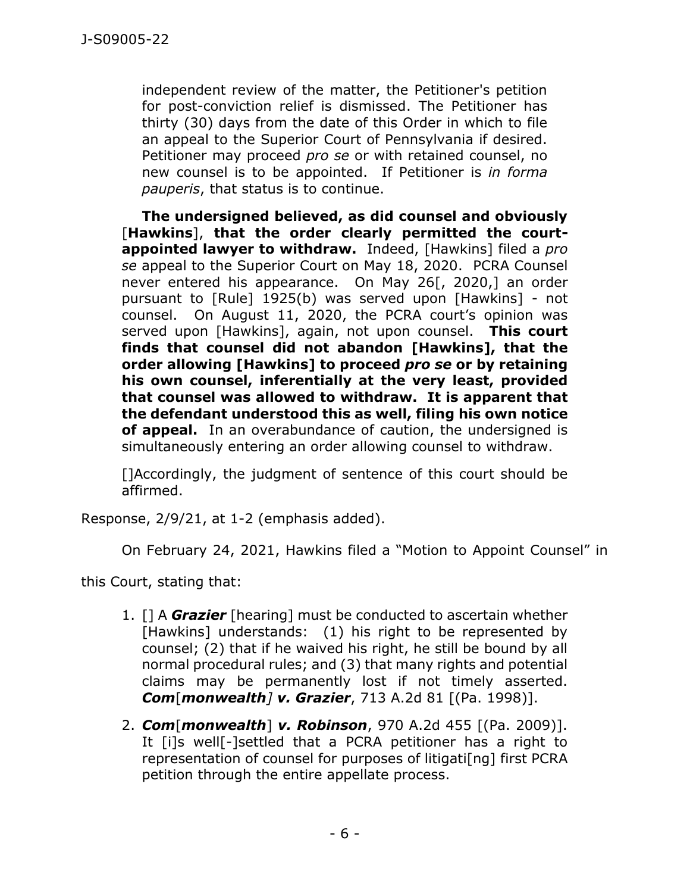> independent review of the matter, the Petitioner's petition for post-conviction relief is dismissed. The Petitioner has thirty (30) days from the date of this Order in which to file an appeal to the Superior Court of Pennsylvania if desired. Petitioner may proceed *pro se* or with retained counsel, no new counsel is to be appointed. If Petitioner is *in forma pauperis*, that status is to continue.
>
> **The undersigned believed, as did counsel and obviously** [**Hawkins**], **that the order clearly permitted the court-appointed lawyer to withdraw.** Indeed, [Hawkins] filed a *pro se* appeal to the Superior Court on May 18, 2020. PCRA Counsel never entered his appearance. On May 26[, 2020,] an order pursuant to [Rule] 1925(b) was served upon [Hawkins] - not counsel. On August 11, 2020, the PCRA court's opinion was served upon [Hawkins], again, not upon counsel. **This court finds that counsel did not abandon [Hawkins], that the order allowing [Hawkins] to proceed *pro se* or by retaining his own counsel, inferentially at the very least, provided that counsel was allowed to withdraw. It is apparent that the defendant understood this as well, filing his own notice of appeal.** In an overabundance of caution, the undersigned is simultaneously entering an order allowing counsel to withdraw.
>
> []Accordingly, the judgment of sentence of this court should be affirmed.

Response, 2/9/21, at 1-2 (emphasis added).

On February 24, 2021, Hawkins filed a "Motion to Appoint Counsel" in this Court, stating that:

> 1. [] A ***Grazier*** [hearing] must be conducted to ascertain whether [Hawkins] understands: (1) his right to be represented by counsel; (2) that if he waived his right, he still be bound by all normal procedural rules; and (3) that many rights and potential claims may be permanently lost if not timely asserted. ***Com*[*monwealth*] *v. Grazier***, 713 A.2d 81 [(Pa. 1998)].
>
> 2. ***Com*[*monwealth*] *v. Robinson***, 970 A.2d 455 [(Pa. 2009)]. It [i]s well[-]settled that a PCRA petitioner has a right to representation of counsel for purposes of litigati[ng] first PCRA petition through the entire appellate process.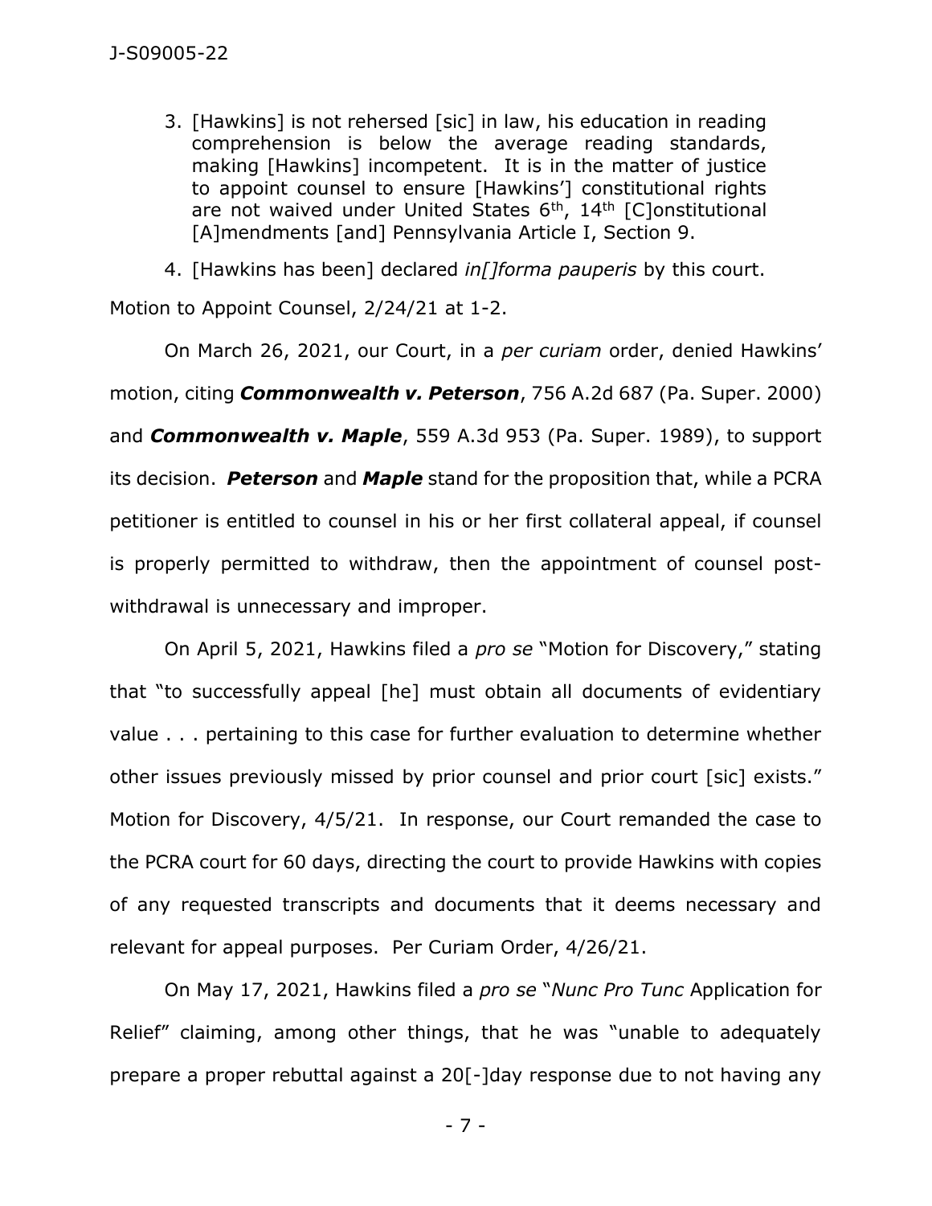3. [Hawkins] is not rehersed [sic] in law, his education in reading comprehension is below the average reading standards, making [Hawkins] incompetent. It is in the matter of justice to appoint counsel to ensure [Hawkins'] constitutional rights are not waived under United States 6th, 14th [C]onstitutional [A]mendments [and] Pennsylvania Article I, Section 9.

4. [Hawkins has been] declared *in[]forma pauperis* by this court.

Motion to Appoint Counsel, 2/24/21 at 1-2.

On March 26, 2021, our Court, in a *per curiam* order, denied Hawkins' motion, citing ***Commonwealth v. Peterson***, 756 A.2d 687 (Pa. Super. 2000) and ***Commonwealth v. Maple***, 559 A.3d 953 (Pa. Super. 1989), to support its decision. ***Peterson*** and ***Maple*** stand for the proposition that, while a PCRA petitioner is entitled to counsel in his or her first collateral appeal, if counsel is properly permitted to withdraw, then the appointment of counsel post-withdrawal is unnecessary and improper.

On April 5, 2021, Hawkins filed a *pro se* "Motion for Discovery," stating that "to successfully appeal [he] must obtain all documents of evidentiary value . . . pertaining to this case for further evaluation to determine whether other issues previously missed by prior counsel and prior court [sic] exists." Motion for Discovery, 4/5/21. In response, our Court remanded the case to the PCRA court for 60 days, directing the court to provide Hawkins with copies of any requested transcripts and documents that it deems necessary and relevant for appeal purposes. Per Curiam Order, 4/26/21.

On May 17, 2021, Hawkins filed a *pro se* "*Nunc Pro Tunc* Application for Relief" claiming, among other things, that he was "unable to adequately prepare a proper rebuttal against a 20[-]day response due to not having any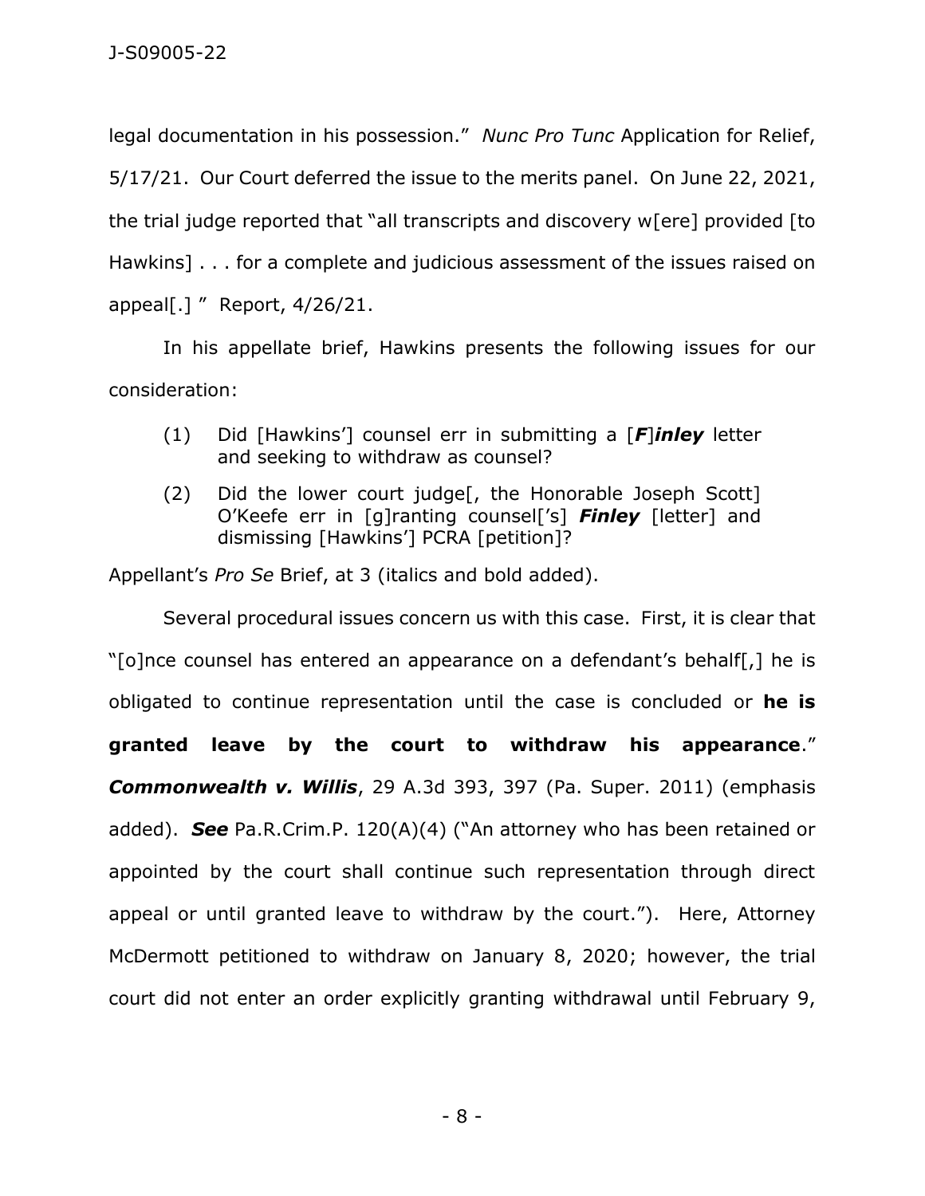legal documentation in his possession." *Nunc Pro Tunc* Application for Relief, 5/17/21. Our Court deferred the issue to the merits panel. On June 22, 2021, the trial judge reported that "all transcripts and discovery w[ere] provided [to Hawkins] . . . for a complete and judicious assessment of the issues raised on appeal[.] " Report, 4/26/21.

In his appellate brief, Hawkins presents the following issues for our consideration:

> (1) Did [Hawkins'] counsel err in submitting a [***F***]***inley*** letter and seeking to withdraw as counsel?
>
> (2) Did the lower court judge[, the Honorable Joseph Scott] O'Keefe err in [g]ranting counsel['s] ***Finley*** [letter] and dismissing [Hawkins'] PCRA [petition]?

Appellant's *Pro Se* Brief, at 3 (italics and bold added).

Several procedural issues concern us with this case. First, it is clear that "[o]nce counsel has entered an appearance on a defendant's behalf[,] he is obligated to continue representation until the case is concluded or **he is granted leave by the court to withdraw his appearance**." ***Commonwealth v. Willis***, 29 A.3d 393, 397 (Pa. Super. 2011) (emphasis added). ***See*** Pa.R.Crim.P. 120(A)(4) ("An attorney who has been retained or appointed by the court shall continue such representation through direct appeal or until granted leave to withdraw by the court."). Here, Attorney McDermott petitioned to withdraw on January 8, 2020; however, the trial court did not enter an order explicitly granting withdrawal until February 9,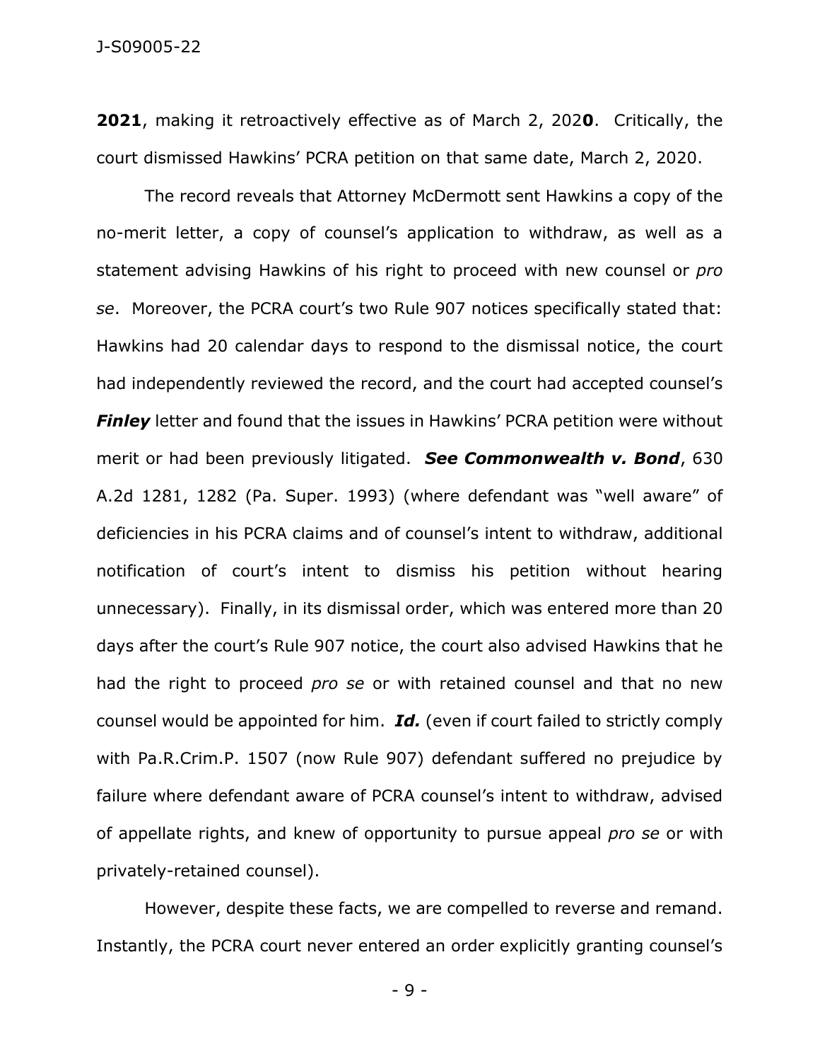**2021**, making it retroactively effective as of March 2, 202**0**. Critically, the court dismissed Hawkins' PCRA petition on that same date, March 2, 2020.

The record reveals that Attorney McDermott sent Hawkins a copy of the no-merit letter, a copy of counsel's application to withdraw, as well as a statement advising Hawkins of his right to proceed with new counsel or *pro se*. Moreover, the PCRA court's two Rule 907 notices specifically stated that: Hawkins had 20 calendar days to respond to the dismissal notice, the court had independently reviewed the record, and the court had accepted counsel's ***Finley*** letter and found that the issues in Hawkins' PCRA petition were without merit or had been previously litigated. ***See Commonwealth v. Bond***, 630 A.2d 1281, 1282 (Pa. Super. 1993) (where defendant was "well aware" of deficiencies in his PCRA claims and of counsel's intent to withdraw, additional notification of court's intent to dismiss his petition without hearing unnecessary). Finally, in its dismissal order, which was entered more than 20 days after the court's Rule 907 notice, the court also advised Hawkins that he had the right to proceed *pro se* or with retained counsel and that no new counsel would be appointed for him. ***Id.*** (even if court failed to strictly comply with Pa.R.Crim.P. 1507 (now Rule 907) defendant suffered no prejudice by failure where defendant aware of PCRA counsel's intent to withdraw, advised of appellate rights, and knew of opportunity to pursue appeal *pro se* or with privately-retained counsel).

However, despite these facts, we are compelled to reverse and remand. Instantly, the PCRA court never entered an order explicitly granting counsel's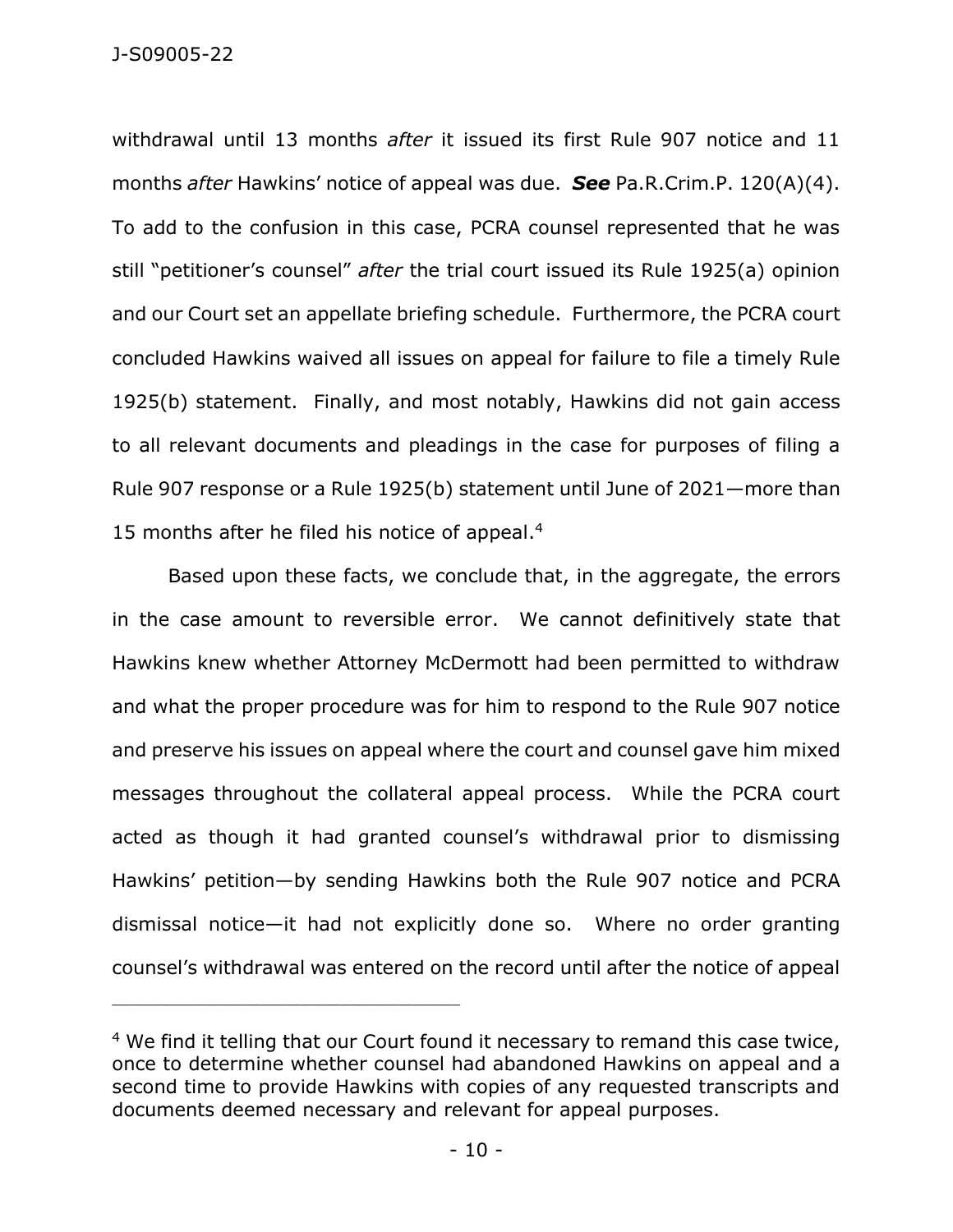withdrawal until 13 months *after* it issued its first Rule 907 notice and 11 months *after* Hawkins' notice of appeal was due. ***See*** Pa.R.Crim.P. 120(A)(4). To add to the confusion in this case, PCRA counsel represented that he was still "petitioner's counsel" *after* the trial court issued its Rule 1925(a) opinion and our Court set an appellate briefing schedule. Furthermore, the PCRA court concluded Hawkins waived all issues on appeal for failure to file a timely Rule 1925(b) statement. Finally, and most notably, Hawkins did not gain access to all relevant documents and pleadings in the case for purposes of filing a Rule 907 response or a Rule 1925(b) statement until June of 2021—more than 15 months after he filed his notice of appeal.[4]

Based upon these facts, we conclude that, in the aggregate, the errors in the case amount to reversible error. We cannot definitively state that Hawkins knew whether Attorney McDermott had been permitted to withdraw and what the proper procedure was for him to respond to the Rule 907 notice and preserve his issues on appeal where the court and counsel gave him mixed messages throughout the collateral appeal process. While the PCRA court acted as though it had granted counsel's withdrawal prior to dismissing Hawkins' petition—by sending Hawkins both the Rule 907 notice and PCRA dismissal notice—it had not explicitly done so. Where no order granting counsel's withdrawal was entered on the record until after the notice of appeal

---

[4] We find it telling that our Court found it necessary to remand this case twice, once to determine whether counsel had abandoned Hawkins on appeal and a second time to provide Hawkins with copies of any requested transcripts and documents deemed necessary and relevant for appeal purposes.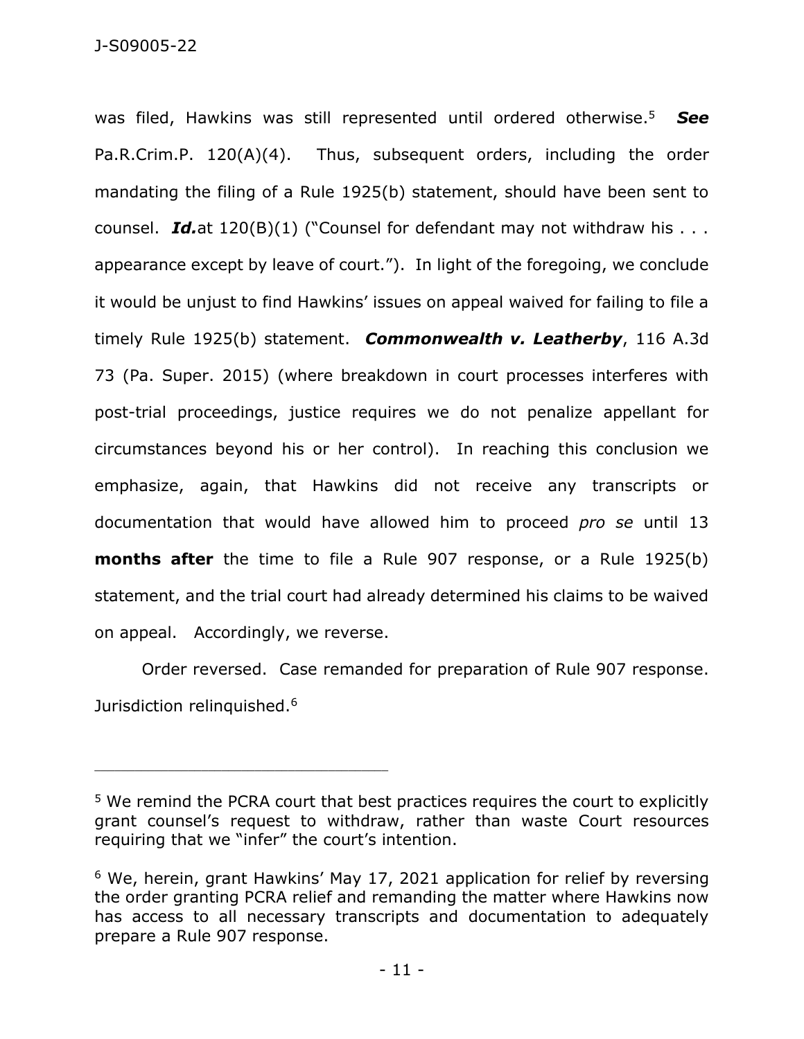was filed, Hawkins was still represented until ordered otherwise.[5] ***See*** Pa.R.Crim.P. 120(A)(4). Thus, subsequent orders, including the order mandating the filing of a Rule 1925(b) statement, should have been sent to counsel. ***Id.***at 120(B)(1) ("Counsel for defendant may not withdraw his . . . appearance except by leave of court."). In light of the foregoing, we conclude it would be unjust to find Hawkins' issues on appeal waived for failing to file a timely Rule 1925(b) statement. ***Commonwealth v. Leatherby***, 116 A.3d 73 (Pa. Super. 2015) (where breakdown in court processes interferes with post-trial proceedings, justice requires we do not penalize appellant for circumstances beyond his or her control). In reaching this conclusion we emphasize, again, that Hawkins did not receive any transcripts or documentation that would have allowed him to proceed *pro se* until 13 **months after** the time to file a Rule 907 response, or a Rule 1925(b) statement, and the trial court had already determined his claims to be waived on appeal. Accordingly, we reverse.

Order reversed. Case remanded for preparation of Rule 907 response. Jurisdiction relinquished.[6]

---

[5] We remind the PCRA court that best practices requires the court to explicitly grant counsel's request to withdraw, rather than waste Court resources requiring that we "infer" the court's intention.

[6] We, herein, grant Hawkins' May 17, 2021 application for relief by reversing the order granting PCRA relief and remanding the matter where Hawkins now has access to all necessary transcripts and documentation to adequately prepare a Rule 907 response.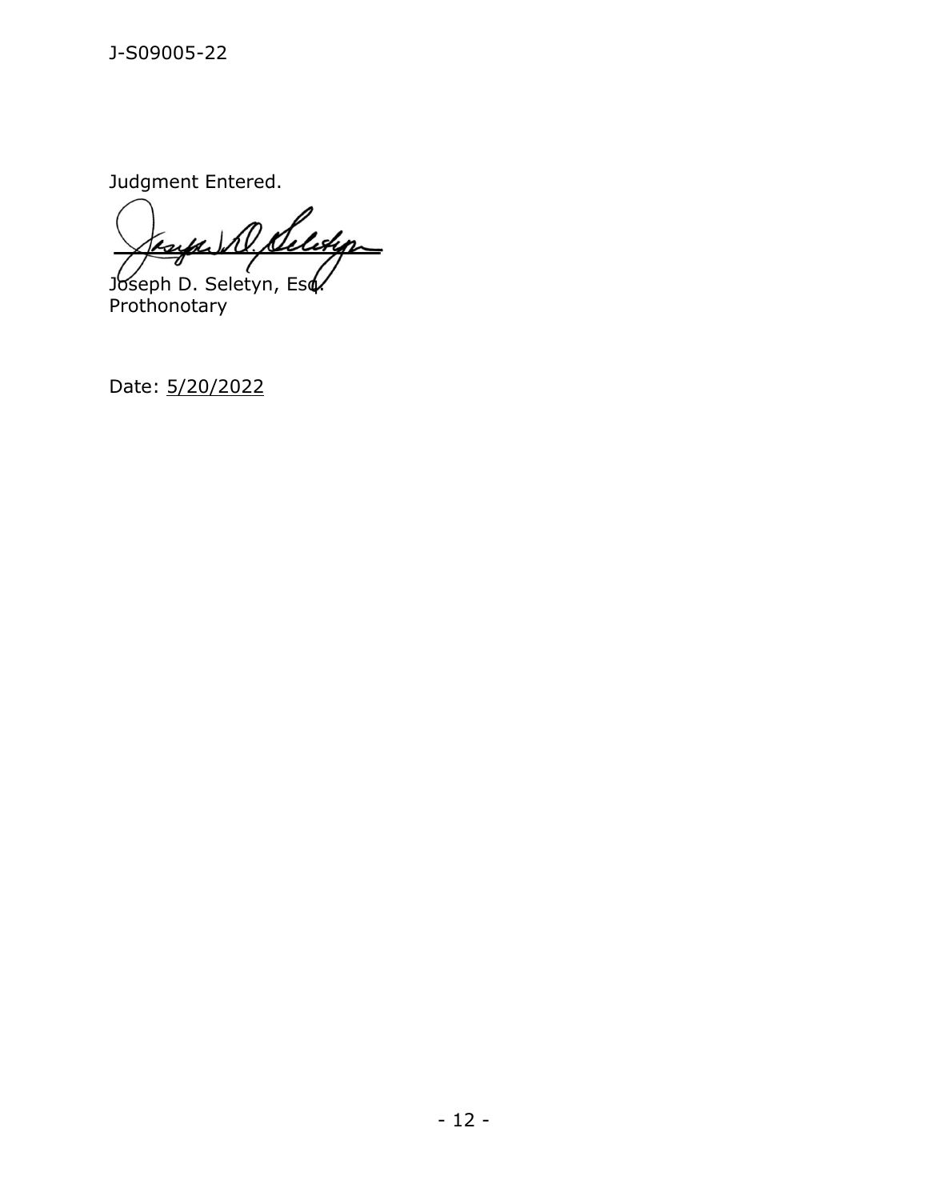Judgment Entered.

Joseph D. Seletyn, Esq.
Prothonotary

Date: 5/20/2022